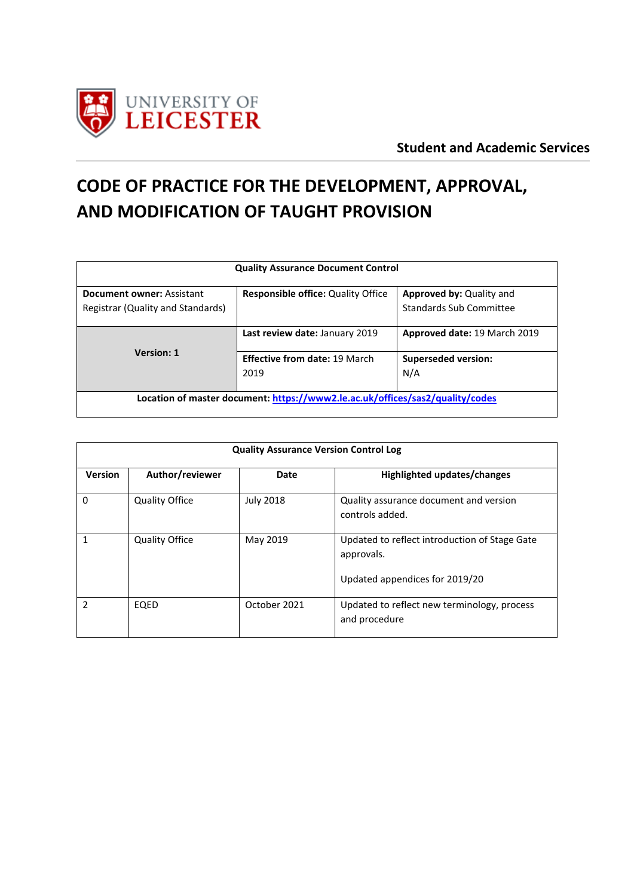UNIVERSITY OF LEICESTER

**Student and Academic Services**

# CODE OF PRACTICE FOR THE DEVELOPMENT, APPROVAL, AND MODIFICATION OF TAUGHT PROVISION

| Quality Assurance Document Control | | |
|---|---|---|
| **Document owner:** Assistant Registrar (Quality and Standards) | **Responsible office:** Quality Office | **Approved by:** Quality and Standards Sub Committee |
| **Version: 1** | **Last review date:** January 2019 | **Approved date:** 19 March 2019 |
| | **Effective from date:** 19 March 2019 | **Superseded version:** N/A |
| **Location of master document:** [https://www2.le.ac.uk/offices/sas2/quality/codes](https://www2.le.ac.uk/offices/sas2/quality/codes) | | |

| Quality Assurance Version Control Log | | | |
|---|---|---|---|
| **Version** | **Author/reviewer** | **Date** | **Highlighted updates/changes** |
| 0 | Quality Office | July 2018 | Quality assurance document and version controls added. |
| 1 | Quality Office | May 2019 | Updated to reflect introduction of Stage Gate approvals.<br><br>Updated appendices for 2019/20 |
| 2 | EQED | October 2021 | Updated to reflect new terminology, process and procedure |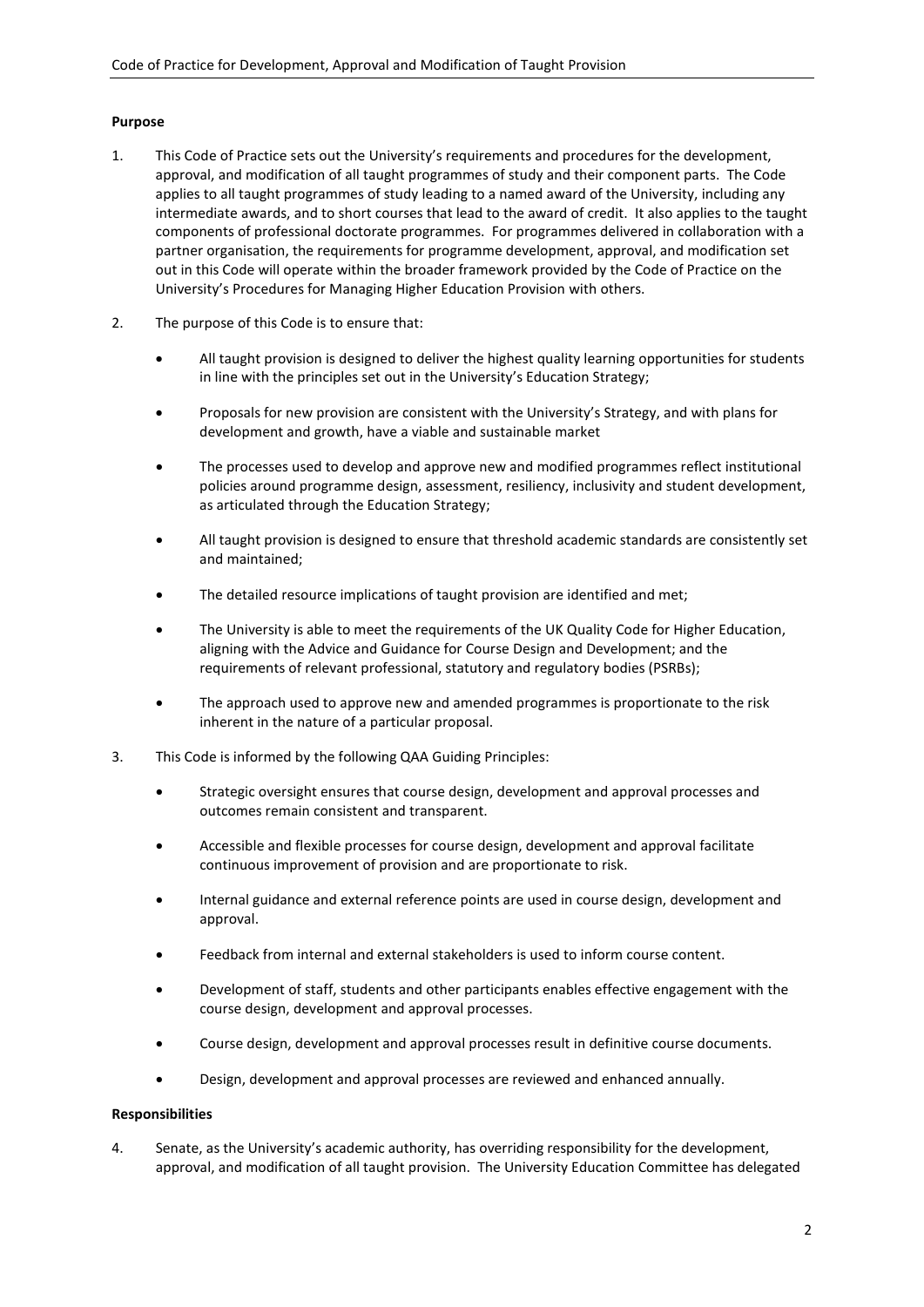**Purpose**

1. This Code of Practice sets out the University's requirements and procedures for the development, approval, and modification of all taught programmes of study and their component parts. The Code applies to all taught programmes of study leading to a named award of the University, including any intermediate awards, and to short courses that lead to the award of credit. It also applies to the taught components of professional doctorate programmes. For programmes delivered in collaboration with a partner organisation, the requirements for programme development, approval, and modification set out in this Code will operate within the broader framework provided by the Code of Practice on the University's Procedures for Managing Higher Education Provision with others.

2. The purpose of this Code is to ensure that:

   - All taught provision is designed to deliver the highest quality learning opportunities for students in line with the principles set out in the University's Education Strategy;
   - Proposals for new provision are consistent with the University's Strategy, and with plans for development and growth, have a viable and sustainable market
   - The processes used to develop and approve new and modified programmes reflect institutional policies around programme design, assessment, resiliency, inclusivity and student development, as articulated through the Education Strategy;
   - All taught provision is designed to ensure that threshold academic standards are consistently set and maintained;
   - The detailed resource implications of taught provision are identified and met;
   - The University is able to meet the requirements of the UK Quality Code for Higher Education, aligning with the Advice and Guidance for Course Design and Development; and the requirements of relevant professional, statutory and regulatory bodies (PSRBs);
   - The approach used to approve new and amended programmes is proportionate to the risk inherent in the nature of a particular proposal.

3. This Code is informed by the following QAA Guiding Principles:

   - Strategic oversight ensures that course design, development and approval processes and outcomes remain consistent and transparent.
   - Accessible and flexible processes for course design, development and approval facilitate continuous improvement of provision and are proportionate to risk.
   - Internal guidance and external reference points are used in course design, development and approval.
   - Feedback from internal and external stakeholders is used to inform course content.
   - Development of staff, students and other participants enables effective engagement with the course design, development and approval processes.
   - Course design, development and approval processes result in definitive course documents.
   - Design, development and approval processes are reviewed and enhanced annually.

**Responsibilities**

4. Senate, as the University's academic authority, has overriding responsibility for the development, approval, and modification of all taught provision. The University Education Committee has delegated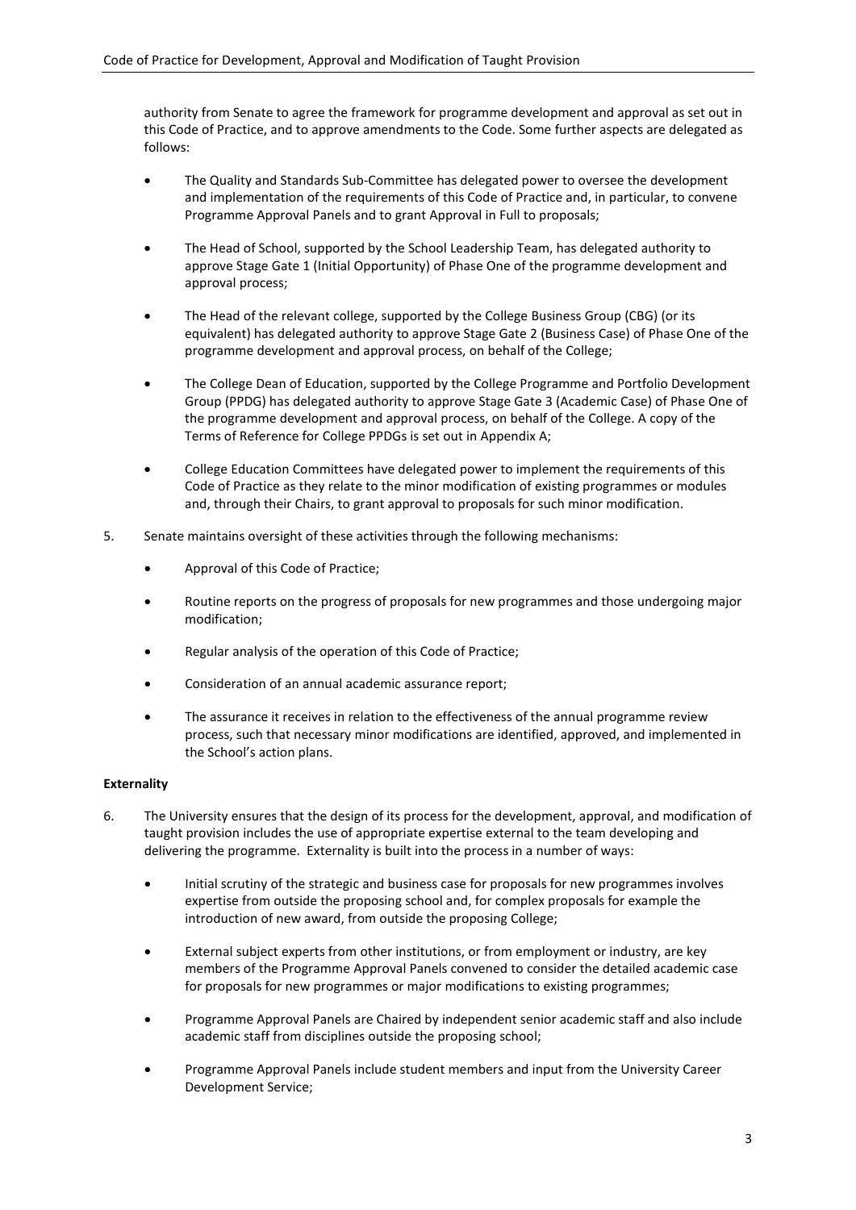authority from Senate to agree the framework for programme development and approval as set out in this Code of Practice, and to approve amendments to the Code. Some further aspects are delegated as follows:

- The Quality and Standards Sub-Committee has delegated power to oversee the development and implementation of the requirements of this Code of Practice and, in particular, to convene Programme Approval Panels and to grant Approval in Full to proposals;
- The Head of School, supported by the School Leadership Team, has delegated authority to approve Stage Gate 1 (Initial Opportunity) of Phase One of the programme development and approval process;
- The Head of the relevant college, supported by the College Business Group (CBG) (or its equivalent) has delegated authority to approve Stage Gate 2 (Business Case) of Phase One of the programme development and approval process, on behalf of the College;
- The College Dean of Education, supported by the College Programme and Portfolio Development Group (PPDG) has delegated authority to approve Stage Gate 3 (Academic Case) of Phase One of the programme development and approval process, on behalf of the College. A copy of the Terms of Reference for College PPDGs is set out in Appendix A;
- College Education Committees have delegated power to implement the requirements of this Code of Practice as they relate to the minor modification of existing programmes or modules and, through their Chairs, to grant approval to proposals for such minor modification.

5. Senate maintains oversight of these activities through the following mechanisms:

   - Approval of this Code of Practice;
   - Routine reports on the progress of proposals for new programmes and those undergoing major modification;
   - Regular analysis of the operation of this Code of Practice;
   - Consideration of an annual academic assurance report;
   - The assurance it receives in relation to the effectiveness of the annual programme review process, such that necessary minor modifications are identified, approved, and implemented in the School's action plans.

**Externality**

6. The University ensures that the design of its process for the development, approval, and modification of taught provision includes the use of appropriate expertise external to the team developing and delivering the programme. Externality is built into the process in a number of ways:

   - Initial scrutiny of the strategic and business case for proposals for new programmes involves expertise from outside the proposing school and, for complex proposals for example the introduction of new award, from outside the proposing College;
   - External subject experts from other institutions, or from employment or industry, are key members of the Programme Approval Panels convened to consider the detailed academic case for proposals for new programmes or major modifications to existing programmes;
   - Programme Approval Panels are Chaired by independent senior academic staff and also include academic staff from disciplines outside the proposing school;
   - Programme Approval Panels include student members and input from the University Career Development Service;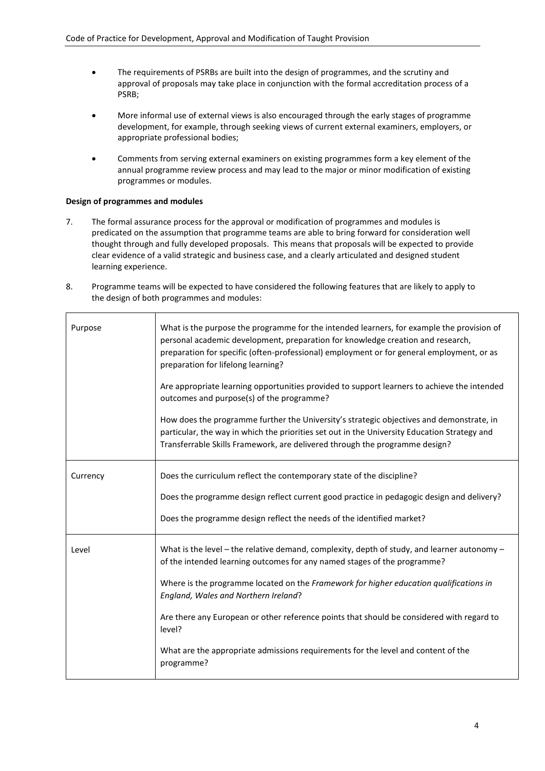- The requirements of PSRBs are built into the design of programmes, and the scrutiny and approval of proposals may take place in conjunction with the formal accreditation process of a PSRB;

- More informal use of external views is also encouraged through the early stages of programme development, for example, through seeking views of current external examiners, employers, or appropriate professional bodies;

- Comments from serving external examiners on existing programmes form a key element of the annual programme review process and may lead to the major or minor modification of existing programmes or modules.

**Design of programmes and modules**

7. The formal assurance process for the approval or modification of programmes and modules is predicated on the assumption that programme teams are able to bring forward for consideration well thought through and fully developed proposals. This means that proposals will be expected to provide clear evidence of a valid strategic and business case, and a clearly articulated and designed student learning experience.

8. Programme teams will be expected to have considered the following features that are likely to apply to the design of both programmes and modules:

| | |
|---|---|
| Purpose | What is the purpose the programme for the intended learners, for example the provision of personal academic development, preparation for knowledge creation and research, preparation for specific (often-professional) employment or for general employment, or as preparation for lifelong learning?<br><br>Are appropriate learning opportunities provided to support learners to achieve the intended outcomes and purpose(s) of the programme?<br><br>How does the programme further the University's strategic objectives and demonstrate, in particular, the way in which the priorities set out in the University Education Strategy and Transferrable Skills Framework, are delivered through the programme design? |
| Currency | Does the curriculum reflect the contemporary state of the discipline?<br><br>Does the programme design reflect current good practice in pedagogic design and delivery?<br><br>Does the programme design reflect the needs of the identified market? |
| Level | What is the level – the relative demand, complexity, depth of study, and learner autonomy – of the intended learning outcomes for any named stages of the programme?<br><br>Where is the programme located on the *Framework for higher education qualifications in England, Wales and Northern Ireland*?<br><br>Are there any European or other reference points that should be considered with regard to level?<br><br>What are the appropriate admissions requirements for the level and content of the programme? |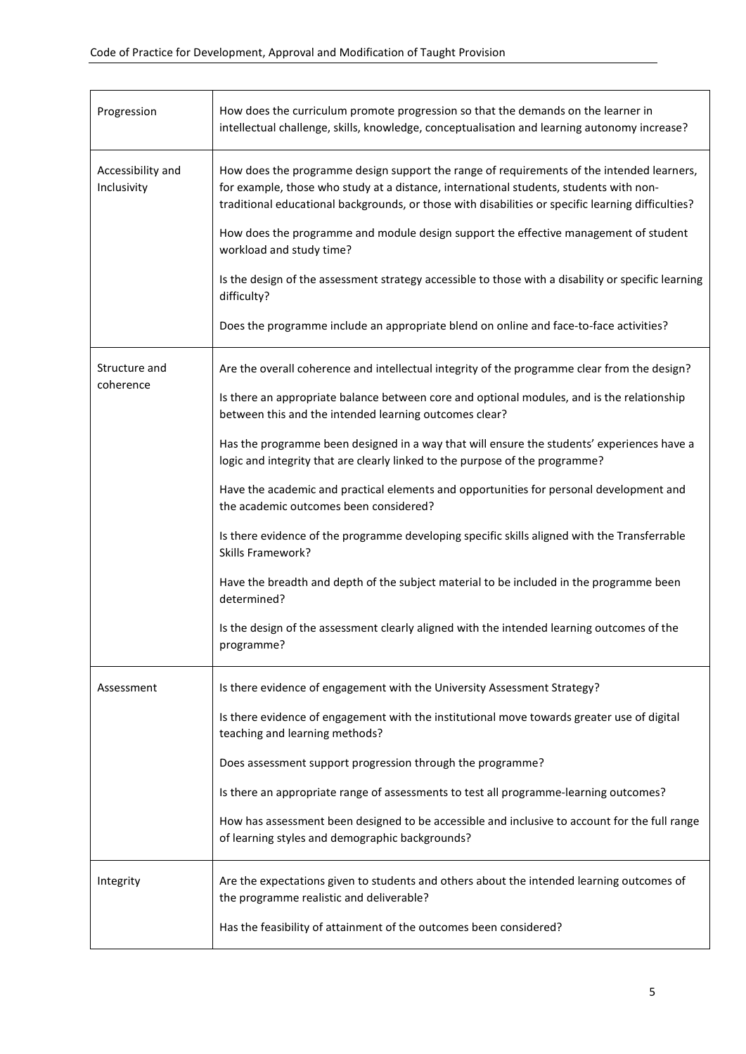| | |
|---|---|
| Progression | How does the curriculum promote progression so that the demands on the learner in intellectual challenge, skills, knowledge, conceptualisation and learning autonomy increase? |
| Accessibility and Inclusivity | How does the programme design support the range of requirements of the intended learners, for example, those who study at a distance, international students, students with non-traditional educational backgrounds, or those with disabilities or specific learning difficulties?<br><br>How does the programme and module design support the effective management of student workload and study time?<br><br>Is the design of the assessment strategy accessible to those with a disability or specific learning difficulty?<br><br>Does the programme include an appropriate blend on online and face-to-face activities? |
| Structure and coherence | Are the overall coherence and intellectual integrity of the programme clear from the design?<br><br>Is there an appropriate balance between core and optional modules, and is the relationship between this and the intended learning outcomes clear?<br><br>Has the programme been designed in a way that will ensure the students' experiences have a logic and integrity that are clearly linked to the purpose of the programme?<br><br>Have the academic and practical elements and opportunities for personal development and the academic outcomes been considered?<br><br>Is there evidence of the programme developing specific skills aligned with the Transferrable Skills Framework?<br><br>Have the breadth and depth of the subject material to be included in the programme been determined?<br><br>Is the design of the assessment clearly aligned with the intended learning outcomes of the programme? |
| Assessment | Is there evidence of engagement with the University Assessment Strategy?<br><br>Is there evidence of engagement with the institutional move towards greater use of digital teaching and learning methods?<br><br>Does assessment support progression through the programme?<br><br>Is there an appropriate range of assessments to test all programme-learning outcomes?<br><br>How has assessment been designed to be accessible and inclusive to account for the full range of learning styles and demographic backgrounds? |
| Integrity | Are the expectations given to students and others about the intended learning outcomes of the programme realistic and deliverable?<br><br>Has the feasibility of attainment of the outcomes been considered? |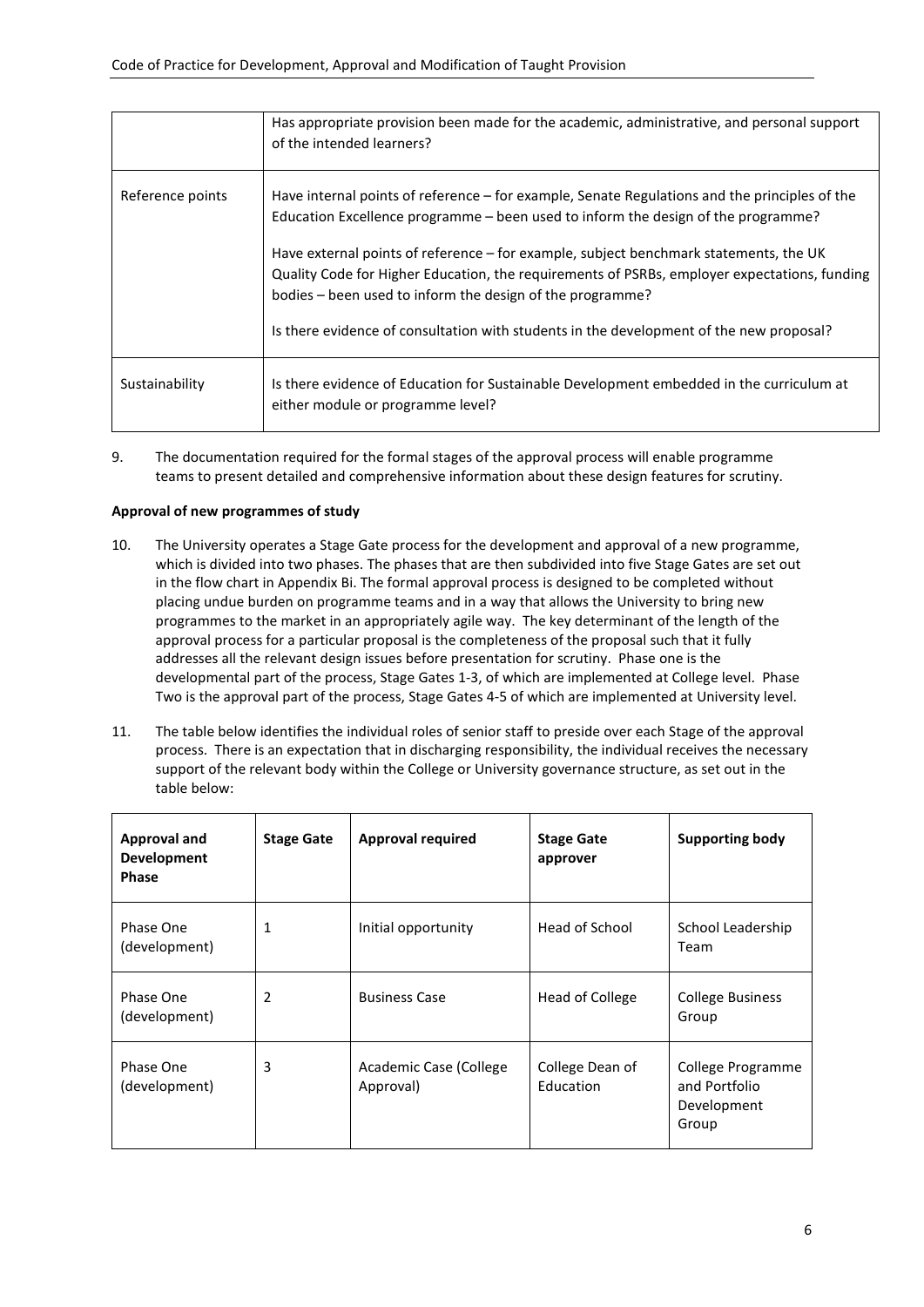| | |
|---|---|
| | Has appropriate provision been made for the academic, administrative, and personal support of the intended learners? |
| Reference points | Have internal points of reference – for example, Senate Regulations and the principles of the Education Excellence programme – been used to inform the design of the programme?<br><br>Have external points of reference – for example, subject benchmark statements, the UK Quality Code for Higher Education, the requirements of PSRBs, employer expectations, funding bodies – been used to inform the design of the programme?<br><br>Is there evidence of consultation with students in the development of the new proposal? |
| Sustainability | Is there evidence of Education for Sustainable Development embedded in the curriculum at either module or programme level? |

9. The documentation required for the formal stages of the approval process will enable programme teams to present detailed and comprehensive information about these design features for scrutiny.

**Approval of new programmes of study**

10. The University operates a Stage Gate process for the development and approval of a new programme, which is divided into two phases. The phases that are then subdivided into five Stage Gates are set out in the flow chart in Appendix Bi. The formal approval process is designed to be completed without placing undue burden on programme teams and in a way that allows the University to bring new programmes to the market in an appropriately agile way. The key determinant of the length of the approval process for a particular proposal is the completeness of the proposal such that it fully addresses all the relevant design issues before presentation for scrutiny. Phase one is the developmental part of the process, Stage Gates 1-3, of which are implemented at College level. Phase Two is the approval part of the process, Stage Gates 4-5 of which are implemented at University level.

11. The table below identifies the individual roles of senior staff to preside over each Stage of the approval process. There is an expectation that in discharging responsibility, the individual receives the necessary support of the relevant body within the College or University governance structure, as set out in the table below:

| Approval and Development Phase | Stage Gate | Approval required | Stage Gate approver | Supporting body |
|---|---|---|---|---|
| Phase One (development) | 1 | Initial opportunity | Head of School | School Leadership Team |
| Phase One (development) | 2 | Business Case | Head of College | College Business Group |
| Phase One (development) | 3 | Academic Case (College Approval) | College Dean of Education | College Programme and Portfolio Development Group |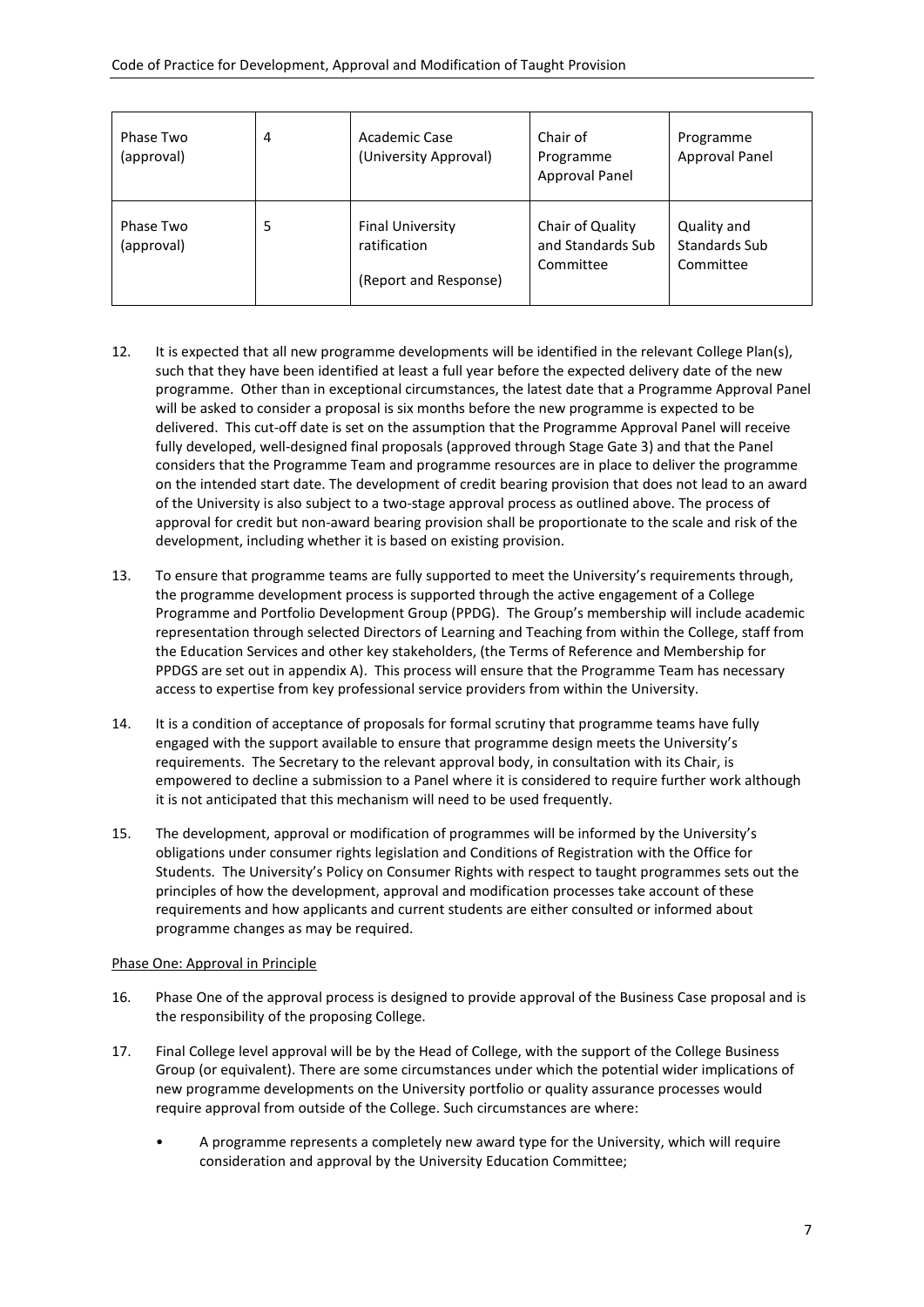| Phase Two (approval) | 4 | Academic Case (University Approval) | Chair of Programme Approval Panel | Programme Approval Panel |
|---|---|---|---|---|
| Phase Two (approval) | 5 | Final University ratification<br><br>(Report and Response) | Chair of Quality and Standards Sub Committee | Quality and Standards Sub Committee |

12. It is expected that all new programme developments will be identified in the relevant College Plan(s), such that they have been identified at least a full year before the expected delivery date of the new programme. Other than in exceptional circumstances, the latest date that a Programme Approval Panel will be asked to consider a proposal is six months before the new programme is expected to be delivered. This cut-off date is set on the assumption that the Programme Approval Panel will receive fully developed, well-designed final proposals (approved through Stage Gate 3) and that the Panel considers that the Programme Team and programme resources are in place to deliver the programme on the intended start date. The development of credit bearing provision that does not lead to an award of the University is also subject to a two-stage approval process as outlined above. The process of approval for credit but non-award bearing provision shall be proportionate to the scale and risk of the development, including whether it is based on existing provision.

13. To ensure that programme teams are fully supported to meet the University's requirements through, the programme development process is supported through the active engagement of a College Programme and Portfolio Development Group (PPDG). The Group's membership will include academic representation through selected Directors of Learning and Teaching from within the College, staff from the Education Services and other key stakeholders, (the Terms of Reference and Membership for PPDGS are set out in appendix A). This process will ensure that the Programme Team has necessary access to expertise from key professional service providers from within the University.

14. It is a condition of acceptance of proposals for formal scrutiny that programme teams have fully engaged with the support available to ensure that programme design meets the University's requirements. The Secretary to the relevant approval body, in consultation with its Chair, is empowered to decline a submission to a Panel where it is considered to require further work although it is not anticipated that this mechanism will need to be used frequently.

15. The development, approval or modification of programmes will be informed by the University's obligations under consumer rights legislation and Conditions of Registration with the Office for Students. The University's Policy on Consumer Rights with respect to taught programmes sets out the principles of how the development, approval and modification processes take account of these requirements and how applicants and current students are either consulted or informed about programme changes as may be required.

Phase One: Approval in Principle

16. Phase One of the approval process is designed to provide approval of the Business Case proposal and is the responsibility of the proposing College.

17. Final College level approval will be by the Head of College, with the support of the College Business Group (or equivalent). There are some circumstances under which the potential wider implications of new programme developments on the University portfolio or quality assurance processes would require approval from outside of the College. Such circumstances are where:

    - A programme represents a completely new award type for the University, which will require consideration and approval by the University Education Committee;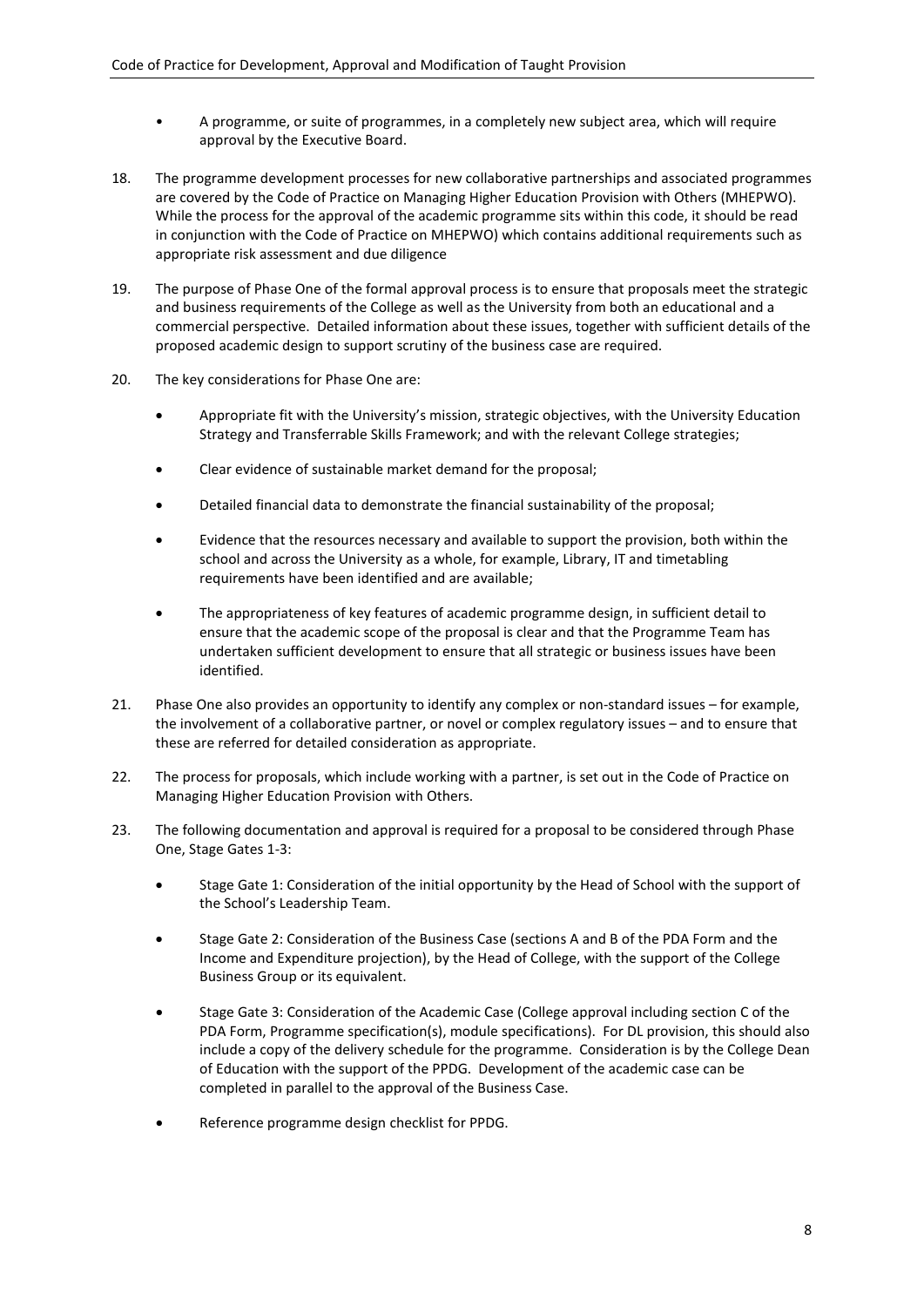- A programme, or suite of programmes, in a completely new subject area, which will require approval by the Executive Board.

18. The programme development processes for new collaborative partnerships and associated programmes are covered by the Code of Practice on Managing Higher Education Provision with Others (MHEPWO). While the process for the approval of the academic programme sits within this code, it should be read in conjunction with the Code of Practice on MHEPWO) which contains additional requirements such as appropriate risk assessment and due diligence

19. The purpose of Phase One of the formal approval process is to ensure that proposals meet the strategic and business requirements of the College as well as the University from both an educational and a commercial perspective. Detailed information about these issues, together with sufficient details of the proposed academic design to support scrutiny of the business case are required.

20. The key considerations for Phase One are:

    - Appropriate fit with the University's mission, strategic objectives, with the University Education Strategy and Transferrable Skills Framework; and with the relevant College strategies;
    - Clear evidence of sustainable market demand for the proposal;
    - Detailed financial data to demonstrate the financial sustainability of the proposal;
    - Evidence that the resources necessary and available to support the provision, both within the school and across the University as a whole, for example, Library, IT and timetabling requirements have been identified and are available;
    - The appropriateness of key features of academic programme design, in sufficient detail to ensure that the academic scope of the proposal is clear and that the Programme Team has undertaken sufficient development to ensure that all strategic or business issues have been identified.

21. Phase One also provides an opportunity to identify any complex or non-standard issues – for example, the involvement of a collaborative partner, or novel or complex regulatory issues – and to ensure that these are referred for detailed consideration as appropriate.

22. The process for proposals, which include working with a partner, is set out in the Code of Practice on Managing Higher Education Provision with Others.

23. The following documentation and approval is required for a proposal to be considered through Phase One, Stage Gates 1-3:

    - Stage Gate 1: Consideration of the initial opportunity by the Head of School with the support of the School's Leadership Team.
    - Stage Gate 2: Consideration of the Business Case (sections A and B of the PDA Form and the Income and Expenditure projection), by the Head of College, with the support of the College Business Group or its equivalent.
    - Stage Gate 3: Consideration of the Academic Case (College approval including section C of the PDA Form, Programme specification(s), module specifications). For DL provision, this should also include a copy of the delivery schedule for the programme. Consideration is by the College Dean of Education with the support of the PPDG. Development of the academic case can be completed in parallel to the approval of the Business Case.
    - Reference programme design checklist for PPDG.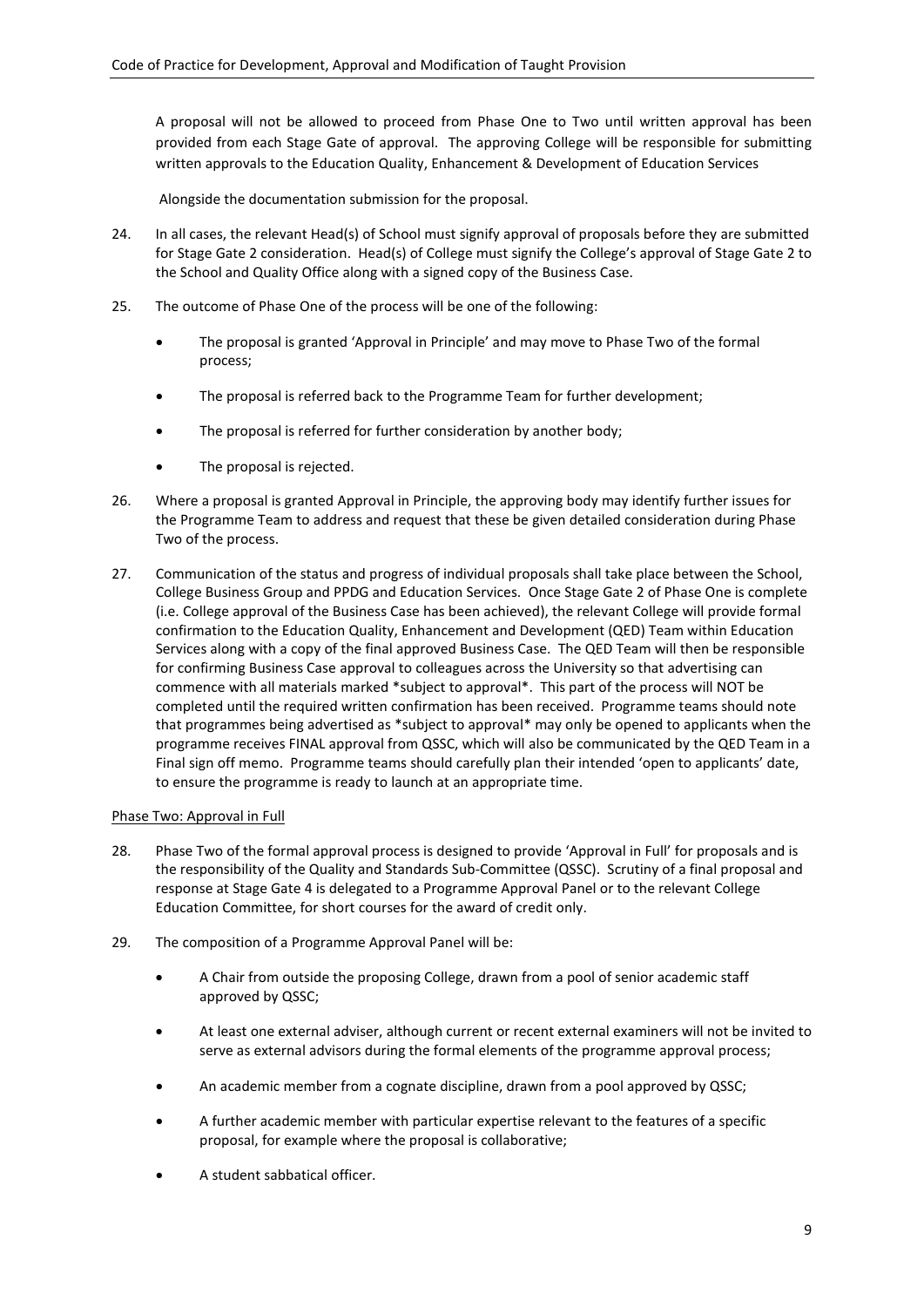A proposal will not be allowed to proceed from Phase One to Two until written approval has been provided from each Stage Gate of approval. The approving College will be responsible for submitting written approvals to the Education Quality, Enhancement & Development of Education Services

Alongside the documentation submission for the proposal.

24. In all cases, the relevant Head(s) of School must signify approval of proposals before they are submitted for Stage Gate 2 consideration. Head(s) of College must signify the College's approval of Stage Gate 2 to the School and Quality Office along with a signed copy of the Business Case.

25. The outcome of Phase One of the process will be one of the following:

    - The proposal is granted 'Approval in Principle' and may move to Phase Two of the formal process;
    - The proposal is referred back to the Programme Team for further development;
    - The proposal is referred for further consideration by another body;
    - The proposal is rejected.

26. Where a proposal is granted Approval in Principle, the approving body may identify further issues for the Programme Team to address and request that these be given detailed consideration during Phase Two of the process.

27. Communication of the status and progress of individual proposals shall take place between the School, College Business Group and PPDG and Education Services. Once Stage Gate 2 of Phase One is complete (i.e. College approval of the Business Case has been achieved), the relevant College will provide formal confirmation to the Education Quality, Enhancement and Development (QED) Team within Education Services along with a copy of the final approved Business Case. The QED Team will then be responsible for confirming Business Case approval to colleagues across the University so that advertising can commence with all materials marked *subject to approval*. This part of the process will NOT be completed until the required written confirmation has been received. Programme teams should note that programmes being advertised as *subject to approval* may only be opened to applicants when the programme receives FINAL approval from QSSC, which will also be communicated by the QED Team in a Final sign off memo. Programme teams should carefully plan their intended 'open to applicants' date, to ensure the programme is ready to launch at an appropriate time.

<u>Phase Two: Approval in Full</u>

28. Phase Two of the formal approval process is designed to provide 'Approval in Full' for proposals and is the responsibility of the Quality and Standards Sub-Committee (QSSC). Scrutiny of a final proposal and response at Stage Gate 4 is delegated to a Programme Approval Panel or to the relevant College Education Committee, for short courses for the award of credit only.

29. The composition of a Programme Approval Panel will be:

    - A Chair from outside the proposing College, drawn from a pool of senior academic staff approved by QSSC;
    - At least one external adviser, although current or recent external examiners will not be invited to serve as external advisors during the formal elements of the programme approval process;
    - An academic member from a cognate discipline, drawn from a pool approved by QSSC;
    - A further academic member with particular expertise relevant to the features of a specific proposal, for example where the proposal is collaborative;
    - A student sabbatical officer.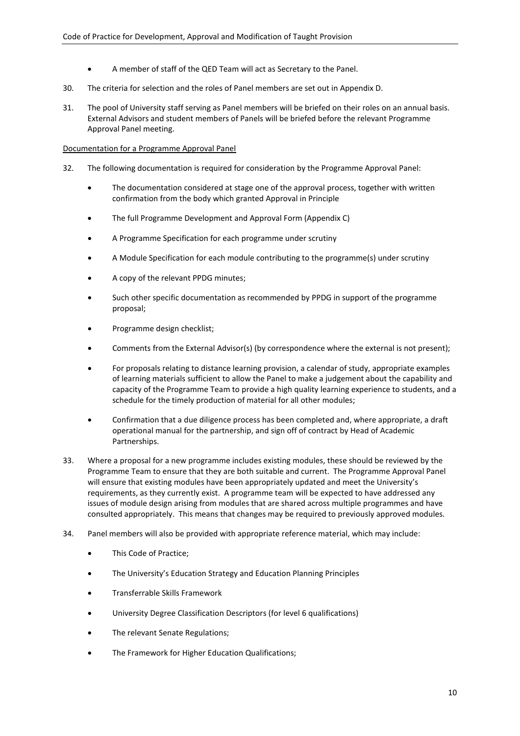- A member of staff of the QED Team will act as Secretary to the Panel.

30. The criteria for selection and the roles of Panel members are set out in Appendix D.

31. The pool of University staff serving as Panel members will be briefed on their roles on an annual basis. External Advisors and student members of Panels will be briefed before the relevant Programme Approval Panel meeting.

Documentation for a Programme Approval Panel

32. The following documentation is required for consideration by the Programme Approval Panel:

    - The documentation considered at stage one of the approval process, together with written confirmation from the body which granted Approval in Principle
    - The full Programme Development and Approval Form (Appendix C)
    - A Programme Specification for each programme under scrutiny
    - A Module Specification for each module contributing to the programme(s) under scrutiny
    - A copy of the relevant PPDG minutes;
    - Such other specific documentation as recommended by PPDG in support of the programme proposal;
    - Programme design checklist;
    - Comments from the External Advisor(s) (by correspondence where the external is not present);
    - For proposals relating to distance learning provision, a calendar of study, appropriate examples of learning materials sufficient to allow the Panel to make a judgement about the capability and capacity of the Programme Team to provide a high quality learning experience to students, and a schedule for the timely production of material for all other modules;
    - Confirmation that a due diligence process has been completed and, where appropriate, a draft operational manual for the partnership, and sign off of contract by Head of Academic Partnerships.

33. Where a proposal for a new programme includes existing modules, these should be reviewed by the Programme Team to ensure that they are both suitable and current. The Programme Approval Panel will ensure that existing modules have been appropriately updated and meet the University's requirements, as they currently exist. A programme team will be expected to have addressed any issues of module design arising from modules that are shared across multiple programmes and have consulted appropriately. This means that changes may be required to previously approved modules.

34. Panel members will also be provided with appropriate reference material, which may include:

    - This Code of Practice;
    - The University's Education Strategy and Education Planning Principles
    - Transferrable Skills Framework
    - University Degree Classification Descriptors (for level 6 qualifications)
    - The relevant Senate Regulations;
    - The Framework for Higher Education Qualifications;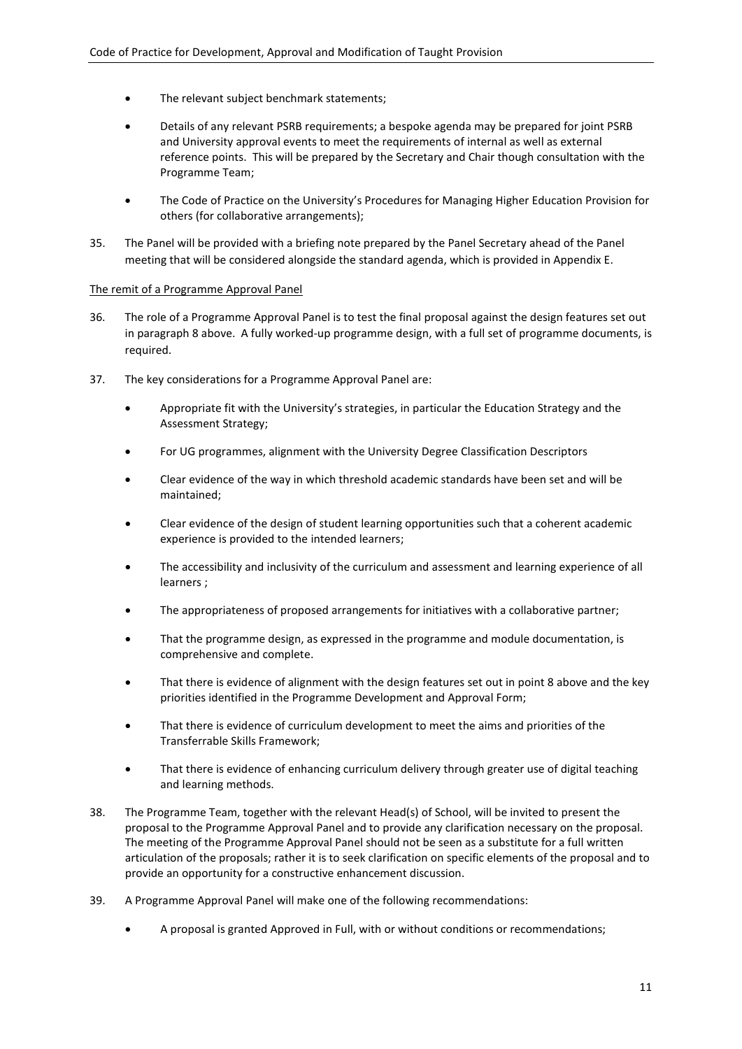- The relevant subject benchmark statements;
- Details of any relevant PSRB requirements; a bespoke agenda may be prepared for joint PSRB and University approval events to meet the requirements of internal as well as external reference points. This will be prepared by the Secretary and Chair though consultation with the Programme Team;
- The Code of Practice on the University's Procedures for Managing Higher Education Provision for others (for collaborative arrangements);

35. The Panel will be provided with a briefing note prepared by the Panel Secretary ahead of the Panel meeting that will be considered alongside the standard agenda, which is provided in Appendix E.

<u>The remit of a Programme Approval Panel</u>

36. The role of a Programme Approval Panel is to test the final proposal against the design features set out in paragraph 8 above. A fully worked-up programme design, with a full set of programme documents, is required.

37. The key considerations for a Programme Approval Panel are:

    - Appropriate fit with the University's strategies, in particular the Education Strategy and the Assessment Strategy;
    - For UG programmes, alignment with the University Degree Classification Descriptors
    - Clear evidence of the way in which threshold academic standards have been set and will be maintained;
    - Clear evidence of the design of student learning opportunities such that a coherent academic experience is provided to the intended learners;
    - The accessibility and inclusivity of the curriculum and assessment and learning experience of all learners ;
    - The appropriateness of proposed arrangements for initiatives with a collaborative partner;
    - That the programme design, as expressed in the programme and module documentation, is comprehensive and complete.
    - That there is evidence of alignment with the design features set out in point 8 above and the key priorities identified in the Programme Development and Approval Form;
    - That there is evidence of curriculum development to meet the aims and priorities of the Transferrable Skills Framework;
    - That there is evidence of enhancing curriculum delivery through greater use of digital teaching and learning methods.

38. The Programme Team, together with the relevant Head(s) of School, will be invited to present the proposal to the Programme Approval Panel and to provide any clarification necessary on the proposal. The meeting of the Programme Approval Panel should not be seen as a substitute for a full written articulation of the proposals; rather it is to seek clarification on specific elements of the proposal and to provide an opportunity for a constructive enhancement discussion.

39. A Programme Approval Panel will make one of the following recommendations:

    - A proposal is granted Approved in Full, with or without conditions or recommendations;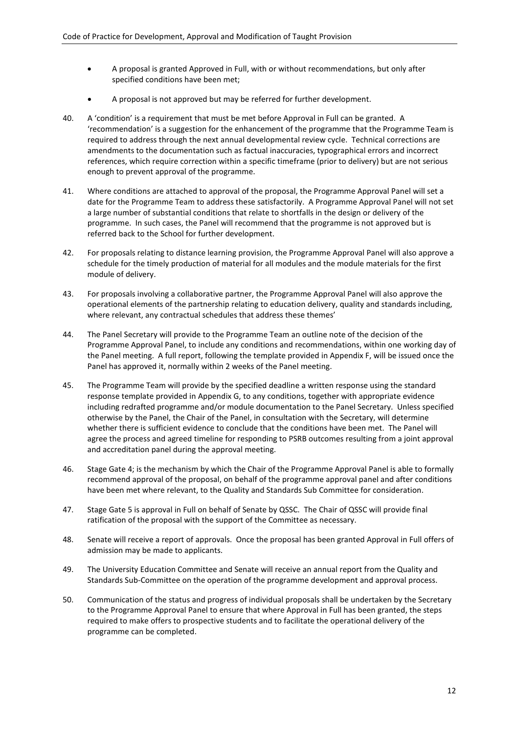- A proposal is granted Approved in Full, with or without recommendations, but only after specified conditions have been met;
- A proposal is not approved but may be referred for further development.

40. A 'condition' is a requirement that must be met before Approval in Full can be granted. A 'recommendation' is a suggestion for the enhancement of the programme that the Programme Team is required to address through the next annual developmental review cycle. Technical corrections are amendments to the documentation such as factual inaccuracies, typographical errors and incorrect references, which require correction within a specific timeframe (prior to delivery) but are not serious enough to prevent approval of the programme.

41. Where conditions are attached to approval of the proposal, the Programme Approval Panel will set a date for the Programme Team to address these satisfactorily. A Programme Approval Panel will not set a large number of substantial conditions that relate to shortfalls in the design or delivery of the programme. In such cases, the Panel will recommend that the programme is not approved but is referred back to the School for further development.

42. For proposals relating to distance learning provision, the Programme Approval Panel will also approve a schedule for the timely production of material for all modules and the module materials for the first module of delivery.

43. For proposals involving a collaborative partner, the Programme Approval Panel will also approve the operational elements of the partnership relating to education delivery, quality and standards including, where relevant, any contractual schedules that address these themes'

44. The Panel Secretary will provide to the Programme Team an outline note of the decision of the Programme Approval Panel, to include any conditions and recommendations, within one working day of the Panel meeting. A full report, following the template provided in Appendix F, will be issued once the Panel has approved it, normally within 2 weeks of the Panel meeting.

45. The Programme Team will provide by the specified deadline a written response using the standard response template provided in Appendix G, to any conditions, together with appropriate evidence including redrafted programme and/or module documentation to the Panel Secretary. Unless specified otherwise by the Panel, the Chair of the Panel, in consultation with the Secretary, will determine whether there is sufficient evidence to conclude that the conditions have been met. The Panel will agree the process and agreed timeline for responding to PSRB outcomes resulting from a joint approval and accreditation panel during the approval meeting.

46. Stage Gate 4; is the mechanism by which the Chair of the Programme Approval Panel is able to formally recommend approval of the proposal, on behalf of the programme approval panel and after conditions have been met where relevant, to the Quality and Standards Sub Committee for consideration.

47. Stage Gate 5 is approval in Full on behalf of Senate by QSSC. The Chair of QSSC will provide final ratification of the proposal with the support of the Committee as necessary.

48. Senate will receive a report of approvals. Once the proposal has been granted Approval in Full offers of admission may be made to applicants.

49. The University Education Committee and Senate will receive an annual report from the Quality and Standards Sub-Committee on the operation of the programme development and approval process.

50. Communication of the status and progress of individual proposals shall be undertaken by the Secretary to the Programme Approval Panel to ensure that where Approval in Full has been granted, the steps required to make offers to prospective students and to facilitate the operational delivery of the programme can be completed.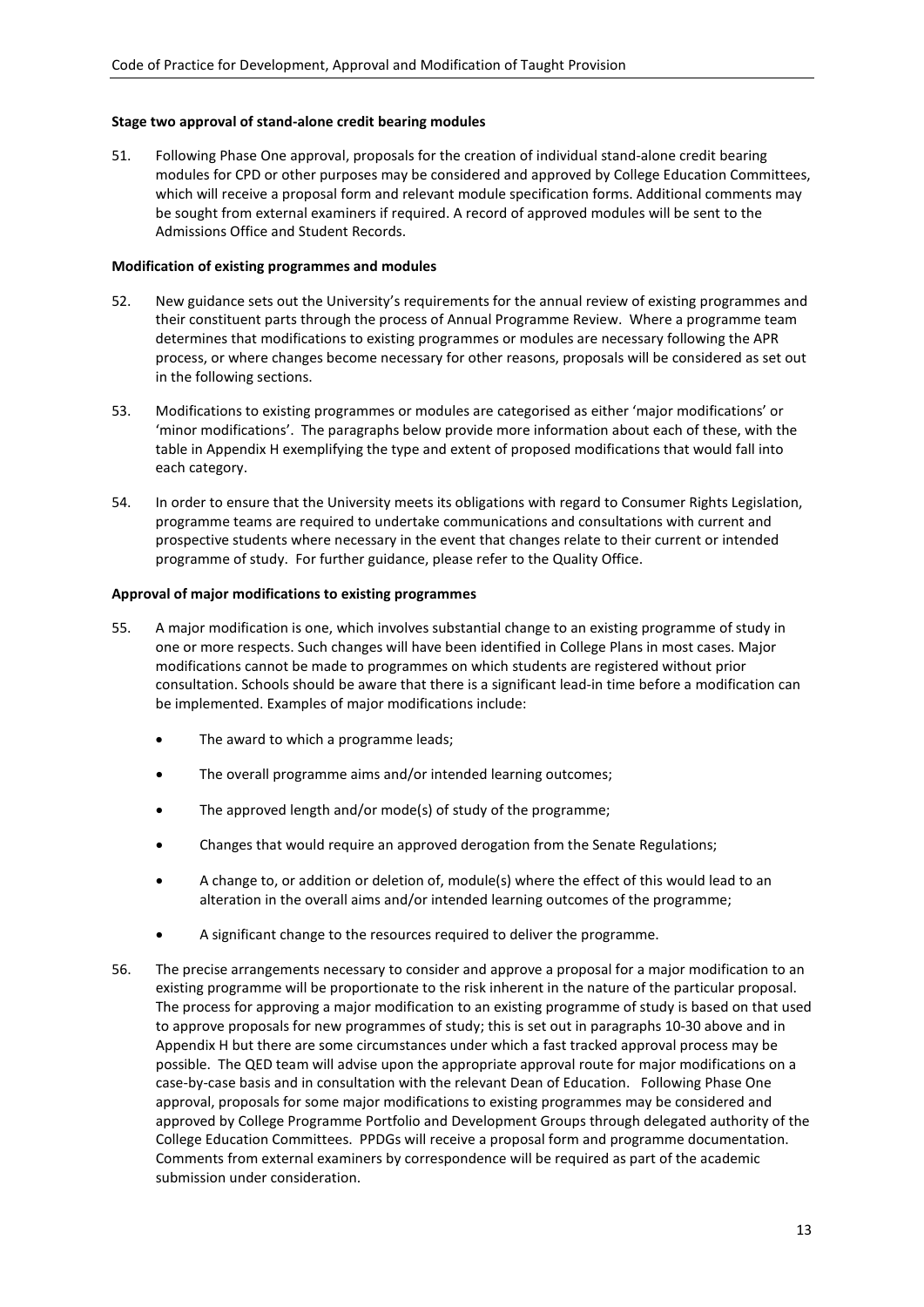**Stage two approval of stand-alone credit bearing modules**

51. Following Phase One approval, proposals for the creation of individual stand-alone credit bearing modules for CPD or other purposes may be considered and approved by College Education Committees, which will receive a proposal form and relevant module specification forms. Additional comments may be sought from external examiners if required. A record of approved modules will be sent to the Admissions Office and Student Records.

**Modification of existing programmes and modules**

52. New guidance sets out the University's requirements for the annual review of existing programmes and their constituent parts through the process of Annual Programme Review. Where a programme team determines that modifications to existing programmes or modules are necessary following the APR process, or where changes become necessary for other reasons, proposals will be considered as set out in the following sections.

53. Modifications to existing programmes or modules are categorised as either 'major modifications' or 'minor modifications'. The paragraphs below provide more information about each of these, with the table in Appendix H exemplifying the type and extent of proposed modifications that would fall into each category.

54. In order to ensure that the University meets its obligations with regard to Consumer Rights Legislation, programme teams are required to undertake communications and consultations with current and prospective students where necessary in the event that changes relate to their current or intended programme of study. For further guidance, please refer to the Quality Office.

**Approval of major modifications to existing programmes**

55. A major modification is one, which involves substantial change to an existing programme of study in one or more respects. Such changes will have been identified in College Plans in most cases. Major modifications cannot be made to programmes on which students are registered without prior consultation. Schools should be aware that there is a significant lead-in time before a modification can be implemented. Examples of major modifications include:

    - The award to which a programme leads;
    - The overall programme aims and/or intended learning outcomes;
    - The approved length and/or mode(s) of study of the programme;
    - Changes that would require an approved derogation from the Senate Regulations;
    - A change to, or addition or deletion of, module(s) where the effect of this would lead to an alteration in the overall aims and/or intended learning outcomes of the programme;
    - A significant change to the resources required to deliver the programme.

56. The precise arrangements necessary to consider and approve a proposal for a major modification to an existing programme will be proportionate to the risk inherent in the nature of the particular proposal. The process for approving a major modification to an existing programme of study is based on that used to approve proposals for new programmes of study; this is set out in paragraphs 10-30 above and in Appendix H but there are some circumstances under which a fast tracked approval process may be possible. The QED team will advise upon the appropriate approval route for major modifications on a case-by-case basis and in consultation with the relevant Dean of Education. Following Phase One approval, proposals for some major modifications to existing programmes may be considered and approved by College Programme Portfolio and Development Groups through delegated authority of the College Education Committees. PPDGs will receive a proposal form and programme documentation. Comments from external examiners by correspondence will be required as part of the academic submission under consideration.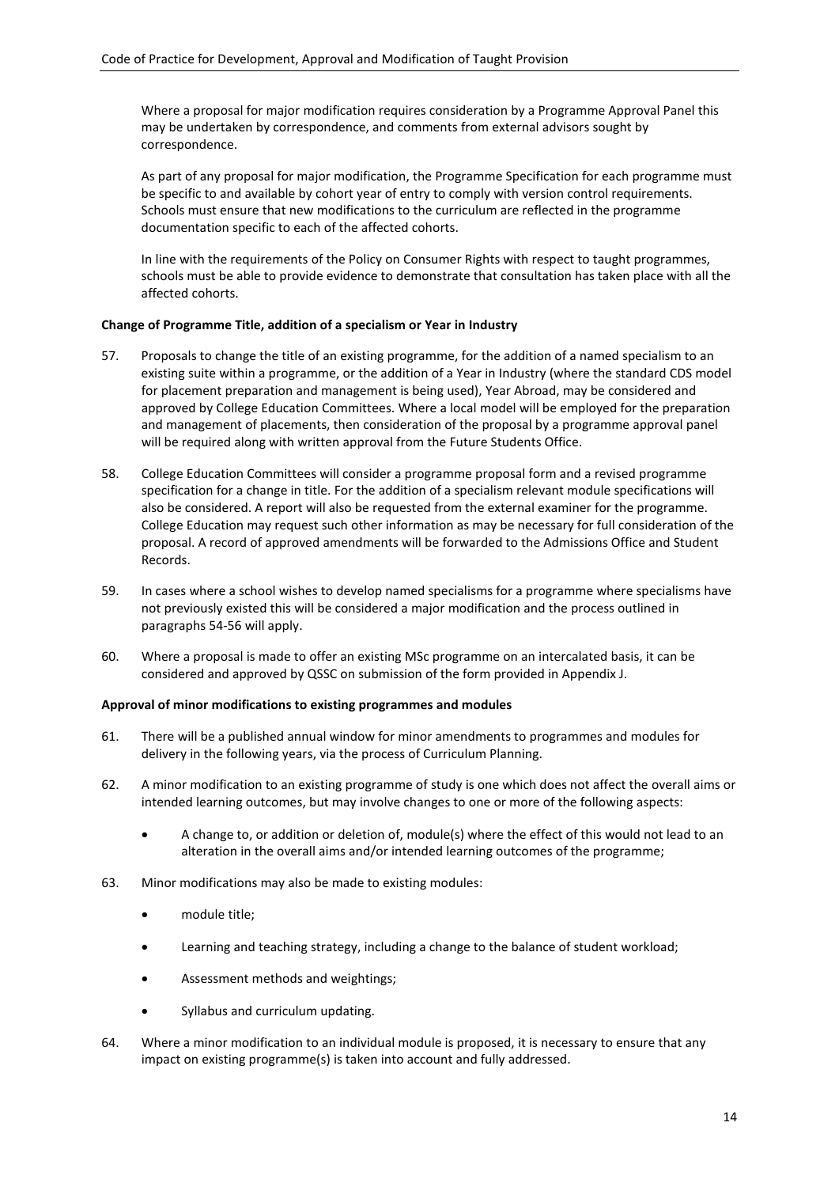Where a proposal for major modification requires consideration by a Programme Approval Panel this may be undertaken by correspondence, and comments from external advisors sought by correspondence.

As part of any proposal for major modification, the Programme Specification for each programme must be specific to and available by cohort year of entry to comply with version control requirements. Schools must ensure that new modifications to the curriculum are reflected in the programme documentation specific to each of the affected cohorts.

In line with the requirements of the Policy on Consumer Rights with respect to taught programmes, schools must be able to provide evidence to demonstrate that consultation has taken place with all the affected cohorts.

**Change of Programme Title, addition of a specialism or Year in Industry**

57. Proposals to change the title of an existing programme, for the addition of a named specialism to an existing suite within a programme, or the addition of a Year in Industry (where the standard CDS model for placement preparation and management is being used), Year Abroad, may be considered and approved by College Education Committees. Where a local model will be employed for the preparation and management of placements, then consideration of the proposal by a programme approval panel will be required along with written approval from the Future Students Office.

58. College Education Committees will consider a programme proposal form and a revised programme specification for a change in title. For the addition of a specialism relevant module specifications will also be considered. A report will also be requested from the external examiner for the programme. College Education may request such other information as may be necessary for full consideration of the proposal. A record of approved amendments will be forwarded to the Admissions Office and Student Records.

59. In cases where a school wishes to develop named specialisms for a programme where specialisms have not previously existed this will be considered a major modification and the process outlined in paragraphs 54-56 will apply.

60. Where a proposal is made to offer an existing MSc programme on an intercalated basis, it can be considered and approved by QSSC on submission of the form provided in Appendix J.

**Approval of minor modifications to existing programmes and modules**

61. There will be a published annual window for minor amendments to programmes and modules for delivery in the following years, via the process of Curriculum Planning.

62. A minor modification to an existing programme of study is one which does not affect the overall aims or intended learning outcomes, but may involve changes to one or more of the following aspects:

    - A change to, or addition or deletion of, module(s) where the effect of this would not lead to an alteration in the overall aims and/or intended learning outcomes of the programme;

63. Minor modifications may also be made to existing modules:

    - module title;
    - Learning and teaching strategy, including a change to the balance of student workload;
    - Assessment methods and weightings;
    - Syllabus and curriculum updating.

64. Where a minor modification to an individual module is proposed, it is necessary to ensure that any impact on existing programme(s) is taken into account and fully addressed.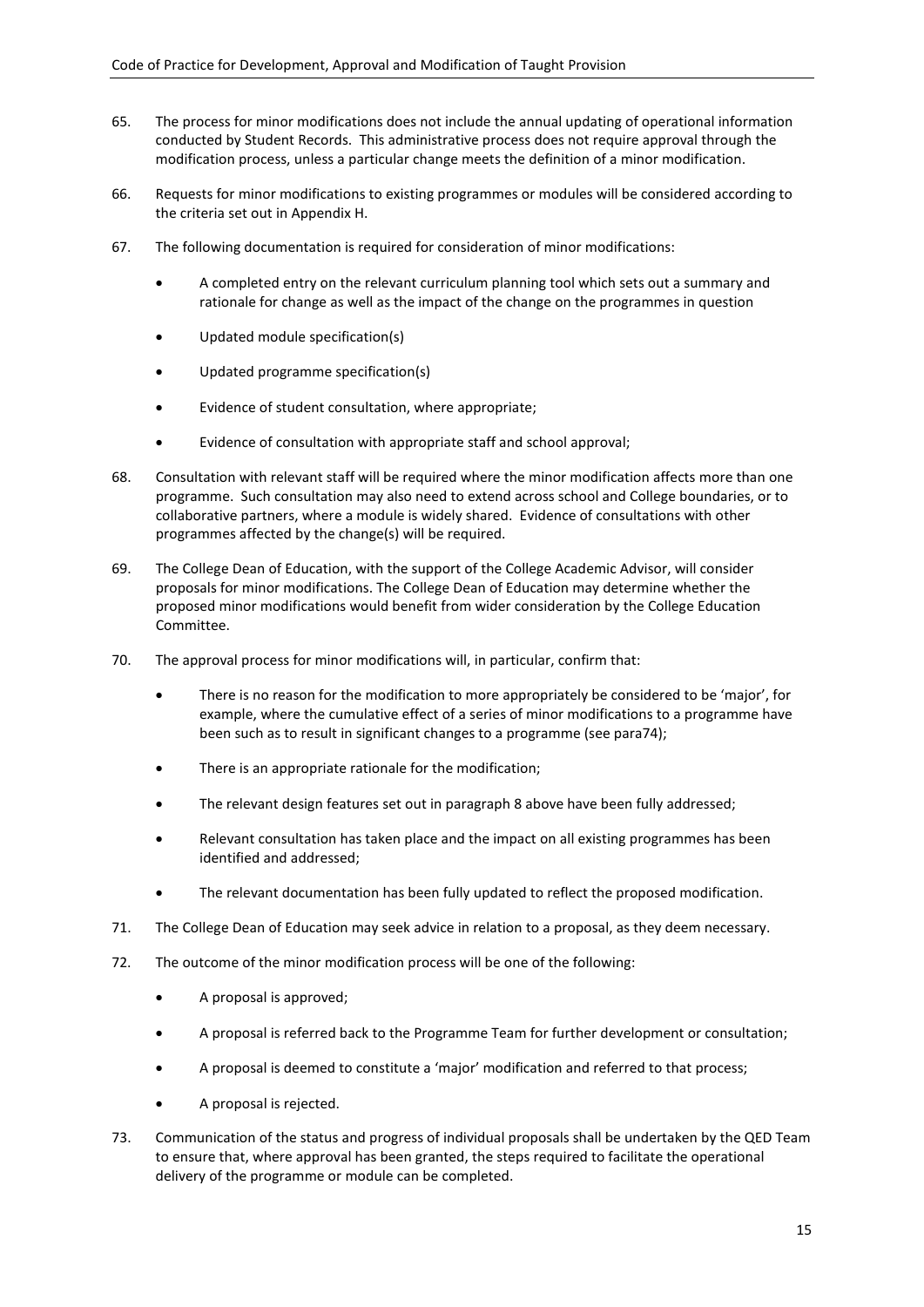65. The process for minor modifications does not include the annual updating of operational information conducted by Student Records. This administrative process does not require approval through the modification process, unless a particular change meets the definition of a minor modification.

66. Requests for minor modifications to existing programmes or modules will be considered according to the criteria set out in Appendix H.

67. The following documentation is required for consideration of minor modifications:

    - A completed entry on the relevant curriculum planning tool which sets out a summary and rationale for change as well as the impact of the change on the programmes in question
    - Updated module specification(s)
    - Updated programme specification(s)
    - Evidence of student consultation, where appropriate;
    - Evidence of consultation with appropriate staff and school approval;

68. Consultation with relevant staff will be required where the minor modification affects more than one programme. Such consultation may also need to extend across school and College boundaries, or to collaborative partners, where a module is widely shared. Evidence of consultations with other programmes affected by the change(s) will be required.

69. The College Dean of Education, with the support of the College Academic Advisor, will consider proposals for minor modifications. The College Dean of Education may determine whether the proposed minor modifications would benefit from wider consideration by the College Education Committee.

70. The approval process for minor modifications will, in particular, confirm that:

    - There is no reason for the modification to more appropriately be considered to be 'major', for example, where the cumulative effect of a series of minor modifications to a programme have been such as to result in significant changes to a programme (see para74);
    - There is an appropriate rationale for the modification;
    - The relevant design features set out in paragraph 8 above have been fully addressed;
    - Relevant consultation has taken place and the impact on all existing programmes has been identified and addressed;
    - The relevant documentation has been fully updated to reflect the proposed modification.

71. The College Dean of Education may seek advice in relation to a proposal, as they deem necessary.

72. The outcome of the minor modification process will be one of the following:

    - A proposal is approved;
    - A proposal is referred back to the Programme Team for further development or consultation;
    - A proposal is deemed to constitute a 'major' modification and referred to that process;
    - A proposal is rejected.

73. Communication of the status and progress of individual proposals shall be undertaken by the QED Team to ensure that, where approval has been granted, the steps required to facilitate the operational delivery of the programme or module can be completed.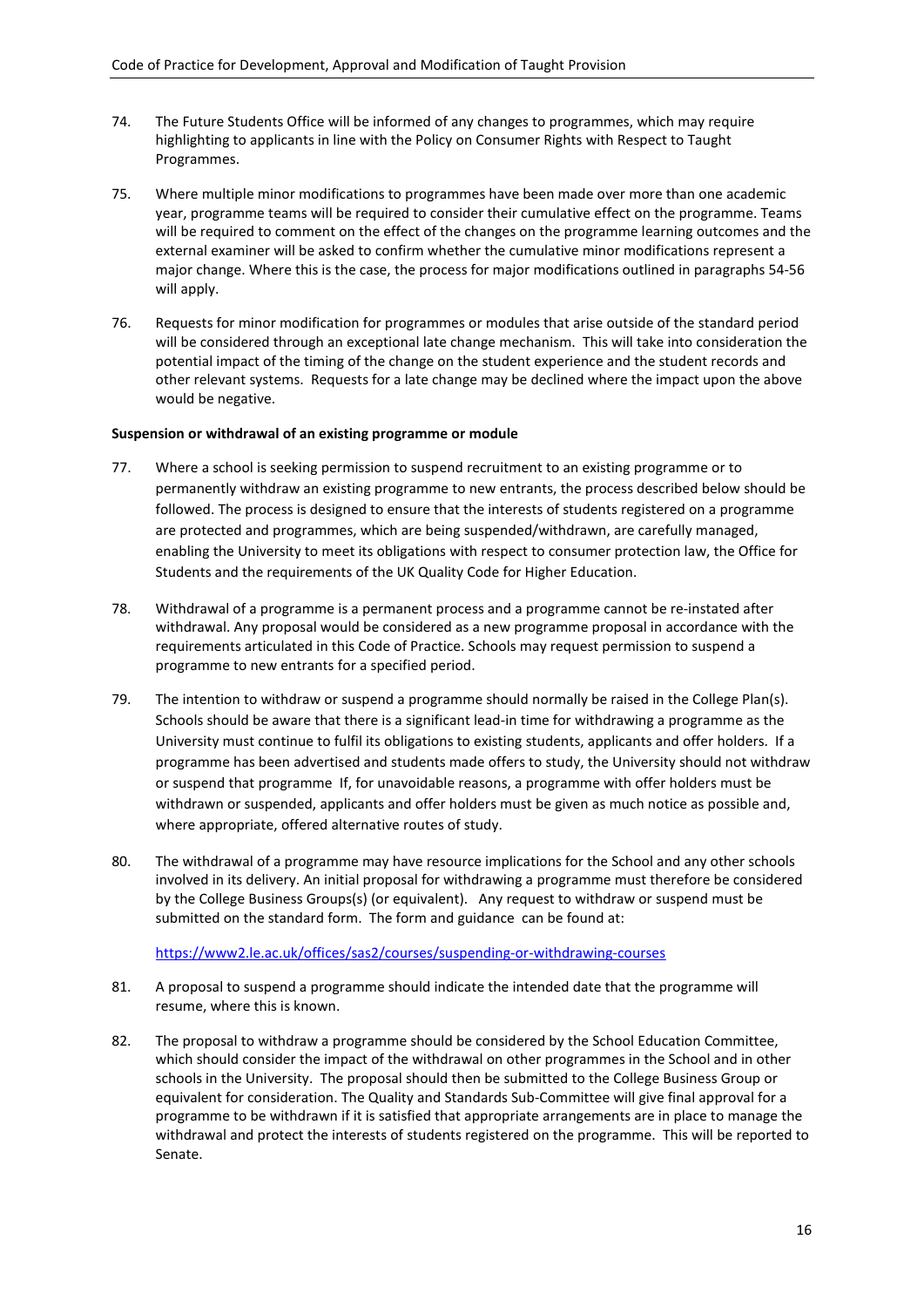74. The Future Students Office will be informed of any changes to programmes, which may require highlighting to applicants in line with the Policy on Consumer Rights with Respect to Taught Programmes.

75. Where multiple minor modifications to programmes have been made over more than one academic year, programme teams will be required to consider their cumulative effect on the programme. Teams will be required to comment on the effect of the changes on the programme learning outcomes and the external examiner will be asked to confirm whether the cumulative minor modifications represent a major change. Where this is the case, the process for major modifications outlined in paragraphs 54-56 will apply.

76. Requests for minor modification for programmes or modules that arise outside of the standard period will be considered through an exceptional late change mechanism. This will take into consideration the potential impact of the timing of the change on the student experience and the student records and other relevant systems. Requests for a late change may be declined where the impact upon the above would be negative.

**Suspension or withdrawal of an existing programme or module**

77. Where a school is seeking permission to suspend recruitment to an existing programme or to permanently withdraw an existing programme to new entrants, the process described below should be followed. The process is designed to ensure that the interests of students registered on a programme are protected and programmes, which are being suspended/withdrawn, are carefully managed, enabling the University to meet its obligations with respect to consumer protection law, the Office for Students and the requirements of the UK Quality Code for Higher Education.

78. Withdrawal of a programme is a permanent process and a programme cannot be re-instated after withdrawal. Any proposal would be considered as a new programme proposal in accordance with the requirements articulated in this Code of Practice. Schools may request permission to suspend a programme to new entrants for a specified period.

79. The intention to withdraw or suspend a programme should normally be raised in the College Plan(s). Schools should be aware that there is a significant lead-in time for withdrawing a programme as the University must continue to fulfil its obligations to existing students, applicants and offer holders. If a programme has been advertised and students made offers to study, the University should not withdraw or suspend that programme If, for unavoidable reasons, a programme with offer holders must be withdrawn or suspended, applicants and offer holders must be given as much notice as possible and, where appropriate, offered alternative routes of study.

80. The withdrawal of a programme may have resource implications for the School and any other schools involved in its delivery. An initial proposal for withdrawing a programme must therefore be considered by the College Business Groups(s) (or equivalent). Any request to withdraw or suspend must be submitted on the standard form. The form and guidance can be found at:

    https://www2.le.ac.uk/offices/sas2/courses/suspending-or-withdrawing-courses

81. A proposal to suspend a programme should indicate the intended date that the programme will resume, where this is known.

82. The proposal to withdraw a programme should be considered by the School Education Committee, which should consider the impact of the withdrawal on other programmes in the School and in other schools in the University. The proposal should then be submitted to the College Business Group or equivalent for consideration. The Quality and Standards Sub-Committee will give final approval for a programme to be withdrawn if it is satisfied that appropriate arrangements are in place to manage the withdrawal and protect the interests of students registered on the programme. This will be reported to Senate.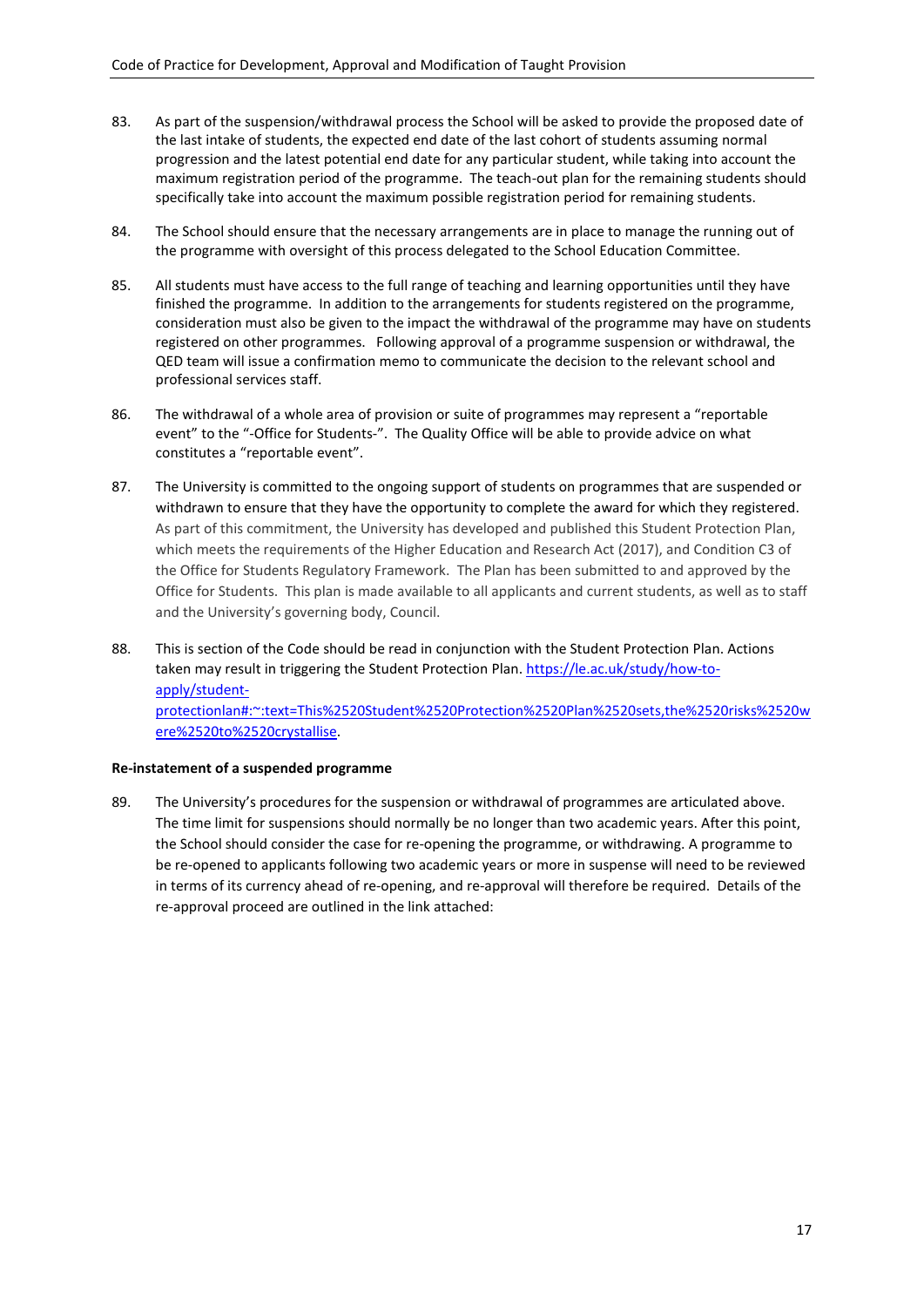83. As part of the suspension/withdrawal process the School will be asked to provide the proposed date of the last intake of students, the expected end date of the last cohort of students assuming normal progression and the latest potential end date for any particular student, while taking into account the maximum registration period of the programme. The teach-out plan for the remaining students should specifically take into account the maximum possible registration period for remaining students.

84. The School should ensure that the necessary arrangements are in place to manage the running out of the programme with oversight of this process delegated to the School Education Committee.

85. All students must have access to the full range of teaching and learning opportunities until they have finished the programme. In addition to the arrangements for students registered on the programme, consideration must also be given to the impact the withdrawal of the programme may have on students registered on other programmes. Following approval of a programme suspension or withdrawal, the QED team will issue a confirmation memo to communicate the decision to the relevant school and professional services staff.

86. The withdrawal of a whole area of provision or suite of programmes may represent a "reportable event" to the "-Office for Students-". The Quality Office will be able to provide advice on what constitutes a "reportable event".

87. The University is committed to the ongoing support of students on programmes that are suspended or withdrawn to ensure that they have the opportunity to complete the award for which they registered. As part of this commitment, the University has developed and published this Student Protection Plan, which meets the requirements of the Higher Education and Research Act (2017), and Condition C3 of the Office for Students Regulatory Framework. The Plan has been submitted to and approved by the Office for Students. This plan is made available to all applicants and current students, as well as to staff and the University's governing body, Council.

88. This is section of the Code should be read in conjunction with the Student Protection Plan. Actions taken may result in triggering the Student Protection Plan. [https://le.ac.uk/study/how-to-apply/student-protectionlan#:~:text=This%2520Student%2520Protection%2520Plan%2520sets,the%2520risks%2520were%2520to%2520crystallise](https://le.ac.uk/study/how-to-apply/student-protectionlan#:~:text=This%2520Student%2520Protection%2520Plan%2520sets,the%2520risks%2520were%2520to%2520crystallise).

**Re-instatement of a suspended programme**

89. The University's procedures for the suspension or withdrawal of programmes are articulated above. The time limit for suspensions should normally be no longer than two academic years. After this point, the School should consider the case for re-opening the programme, or withdrawing. A programme to be re-opened to applicants following two academic years or more in suspense will need to be reviewed in terms of its currency ahead of re-opening, and re-approval will therefore be required. Details of the re-approval proceed are outlined in the link attached: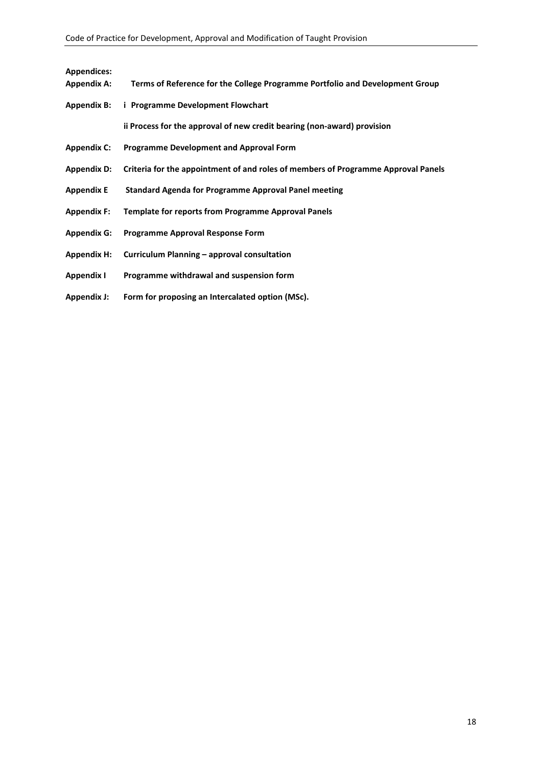**Appendices:**

**Appendix A:** **Terms of Reference for the College Programme Portfolio and Development Group**

**Appendix B:** **i Programme Development Flowchart**

**ii Process for the approval of new credit bearing (non-award) provision**

**Appendix C:** **Programme Development and Approval Form**

**Appendix D:** **Criteria for the appointment of and roles of members of Programme Approval Panels**

**Appendix E** **Standard Agenda for Programme Approval Panel meeting**

**Appendix F:** **Template for reports from Programme Approval Panels**

**Appendix G:** **Programme Approval Response Form**

**Appendix H:** **Curriculum Planning – approval consultation**

**Appendix I** **Programme withdrawal and suspension form**

**Appendix J:** **Form for proposing an Intercalated option (MSc).**